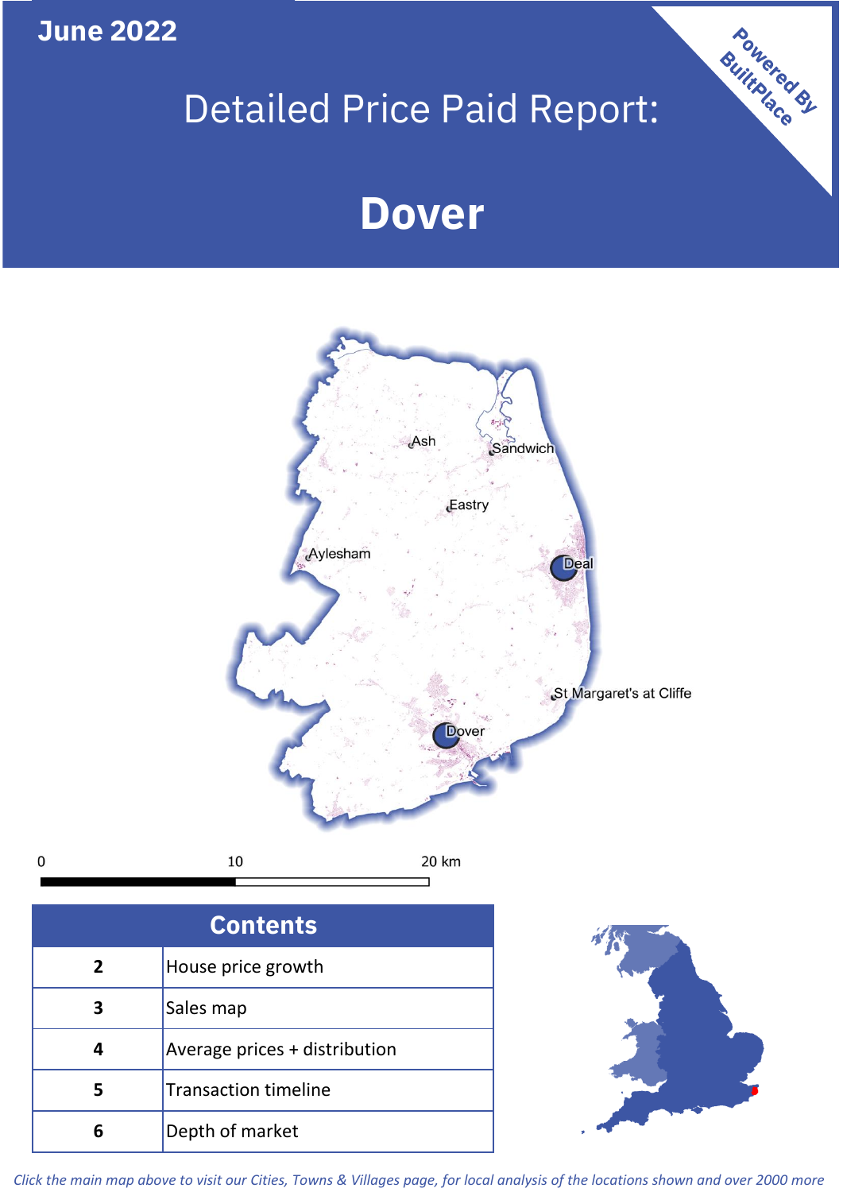June 2022

# Detailed Price Paid Report:

# Dover

Powered By BuiltPlace

| Contents | |
|---|---|
| 2 | House price growth |
| 3 | Sales map |
| 4 | Average prices + distribution |
| 5 | Transaction timeline |
| 6 | Depth of market |

*Click the main map above to visit our Cities, Towns & Villages page, for local analysis of the locations shown and over 2000 more*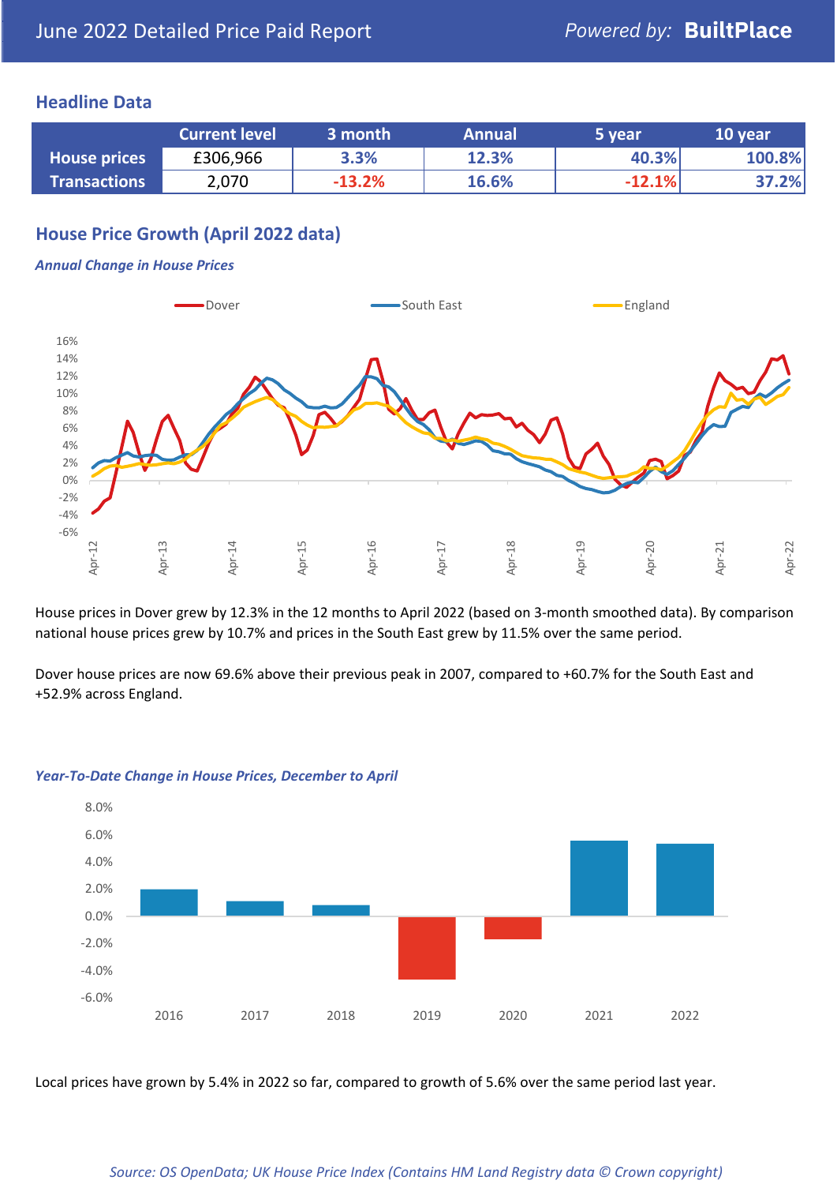June 2022 Detailed Price Paid Report

*Powered by:* **BuiltPlace**

## Headline Data

| | Current level | 3 month | Annual | 5 year | 10 year |
|---|---|---|---|---|---|
| **House prices** | £306,966 | 3.3% | 12.3% | 40.3% | 100.8% |
| **Transactions** | 2,070 | -13.2% | 16.6% | -12.1% | 37.2% |

## House Price Growth (April 2022 data)

***Annual Change in House Prices***

House prices in Dover grew by 12.3% in the 12 months to April 2022 (based on 3-month smoothed data). By comparison national house prices grew by 10.7% and prices in the South East grew by 11.5% over the same period.

Dover house prices are now 69.6% above their previous peak in 2007, compared to +60.7% for the South East and +52.9% across England.

***Year-To-Date Change in House Prices, December to April***

Local prices have grown by 5.4% in 2022 so far, compared to growth of 5.6% over the same period last year.

*Source: OS OpenData; UK House Price Index (Contains HM Land Registry data © Crown copyright)*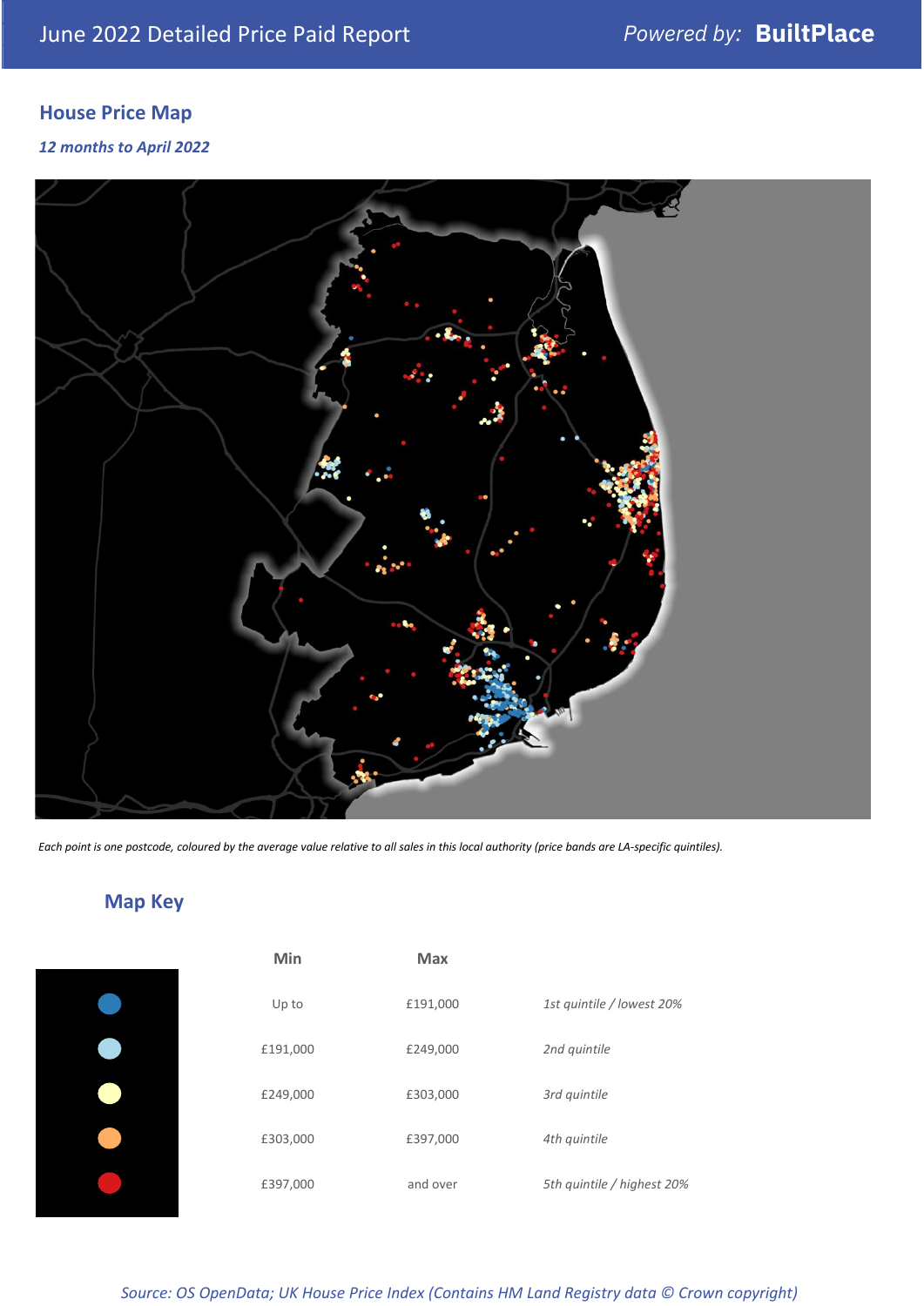## House Price Map

*12 months to April 2022*

*Each point is one postcode, coloured by the average value relative to all sales in this local authority (price bands are LA-specific quintiles).*

## Map Key

| | Min | Max | |
|---|---|---|---|
| | Up to | £191,000 | *1st quintile / lowest 20%* |
| | £191,000 | £249,000 | *2nd quintile* |
| | £249,000 | £303,000 | *3rd quintile* |
| | £303,000 | £397,000 | *4th quintile* |
| | £397,000 | and over | *5th quintile / highest 20%* |

*Source: OS OpenData; UK House Price Index (Contains HM Land Registry data © Crown copyright)*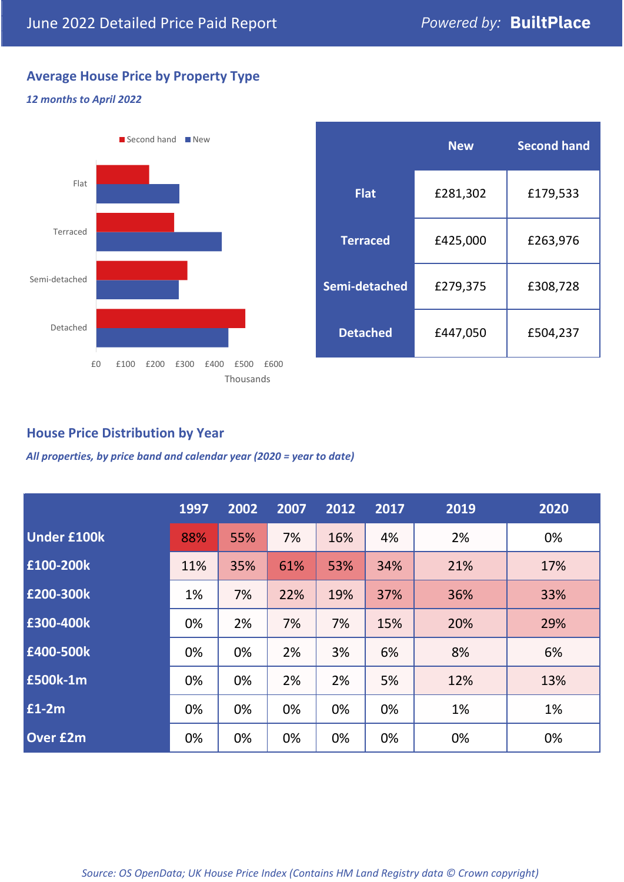June 2022 Detailed Price Paid Report

Powered by: **BuiltPlace**

## Average House Price by Property Type

*12 months to April 2022*

Second hand | New

|  | New | Second hand |
|---|---|---|
| **Flat** | £281,302 | £179,533 |
| **Terraced** | £425,000 | £263,976 |
| **Semi-detached** | £279,375 | £308,728 |
| **Detached** | £447,050 | £504,237 |

## House Price Distribution by Year

*All properties, by price band and calendar year (2020 = year to date)*

|  | 1997 | 2002 | 2007 | 2012 | 2017 | 2019 | 2020 |
|---|---|---|---|---|---|---|---|
| **Under £100k** | 88% | 55% | 7% | 16% | 4% | 2% | 0% |
| **£100-200k** | 11% | 35% | 61% | 53% | 34% | 21% | 17% |
| **£200-300k** | 1% | 7% | 22% | 19% | 37% | 36% | 33% |
| **£300-400k** | 0% | 2% | 7% | 7% | 15% | 20% | 29% |
| **£400-500k** | 0% | 0% | 2% | 3% | 6% | 8% | 6% |
| **£500k-1m** | 0% | 0% | 2% | 2% | 5% | 12% | 13% |
| **£1-2m** | 0% | 0% | 0% | 0% | 0% | 1% | 1% |
| **Over £2m** | 0% | 0% | 0% | 0% | 0% | 0% | 0% |

*Source: OS OpenData; UK House Price Index (Contains HM Land Registry data © Crown copyright)*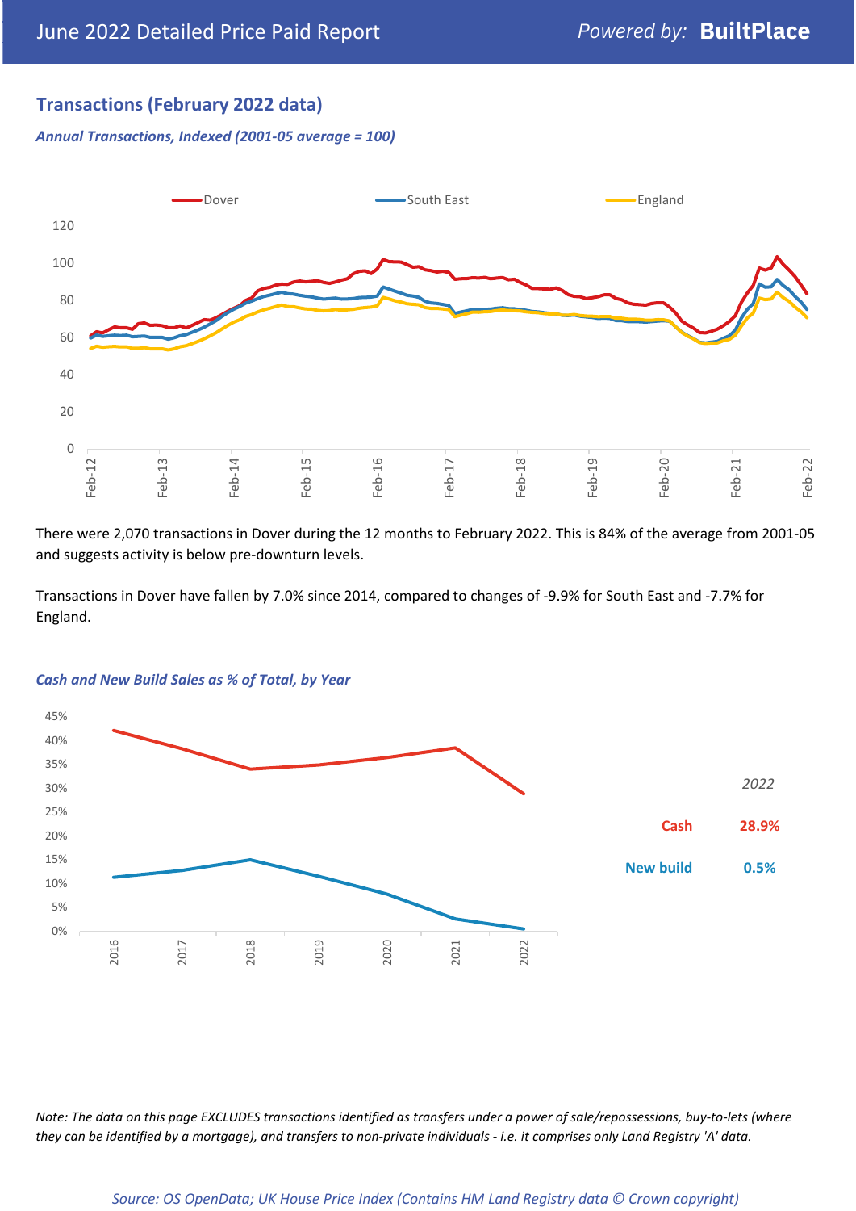## Transactions (February 2022 data)

***Annual Transactions, Indexed (2001-05 average = 100)***

There were 2,070 transactions in Dover during the 12 months to February 2022. This is 84% of the average from 2001-05 and suggests activity is below pre-downturn levels.

Transactions in Dover have fallen by 7.0% since 2014, compared to changes of -9.9% for South East and -7.7% for England.

***Cash and New Build Sales as % of Total, by Year***

*2022*

| | |
|---|---|
| **Cash** | **28.9%** |
| **New build** | **0.5%** |

*Note: The data on this page EXCLUDES transactions identified as transfers under a power of sale/repossessions, buy-to-lets (where they can be identified by a mortgage), and transfers to non-private individuals - i.e. it comprises only Land Registry 'A' data.*

*Source: OS OpenData; UK House Price Index (Contains HM Land Registry data © Crown copyright)*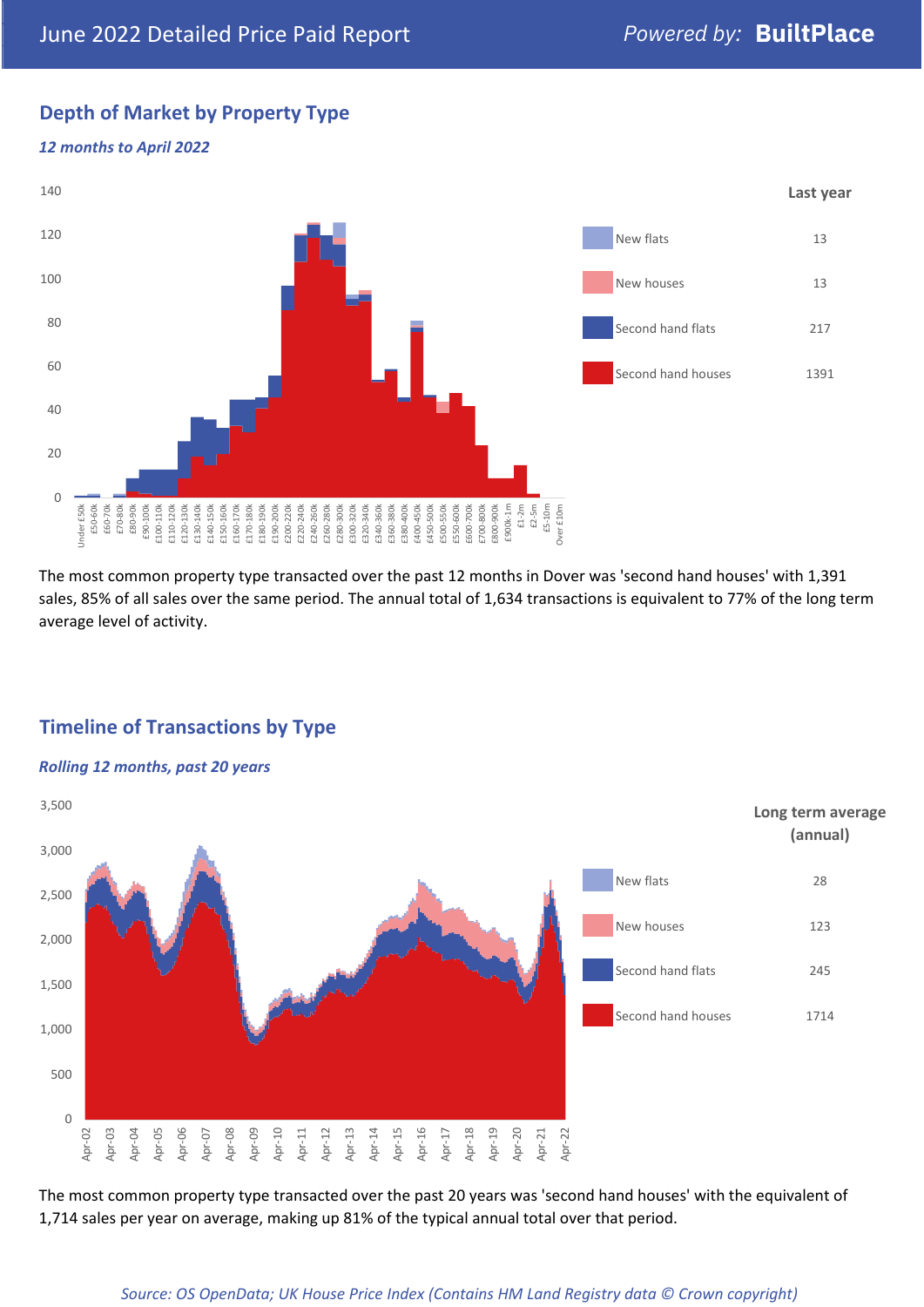June 2022 Detailed Price Paid Report

*Powered by:* **BuiltPlace**

## Depth of Market by Property Type

*12 months to April 2022*

140
120
100
80
60
40
20
0

Under £50k, £50-60k, £60-70k, £70-80k, £80-90k, £90-100k, £100-110k, £110-120k, £120-130k, £130-140k, £140-150k, £150-160k, £160-170k, £170-180k, £180-190k, £190-200k, £200-220k, £220-240k, £240-260k, £260-280k, £280-300k, £300-320k, £320-340k, £340-360k, £360-380k, £380-400k, £400-450k, £450-500k, £500-550k, £550-600k, £600-700k, £700-800k, £800-900k, £900k-1m, £1-2m, £2-5m, £5-10m, Over £10m

**Last year**

New flats 13

New houses 13

Second hand flats 217

Second hand houses 1391

The most common property type transacted over the past 12 months in Dover was 'second hand houses' with 1,391 sales, 85% of all sales over the same period. The annual total of 1,634 transactions is equivalent to 77% of the long term average level of activity.

## Timeline of Transactions by Type

*Rolling 12 months, past 20 years*

3,500
3,000
2,500
2,000
1,500
1,000
500
0

Apr-02, Apr-03, Apr-04, Apr-05, Apr-06, Apr-07, Apr-08, Apr-09, Apr-10, Apr-11, Apr-12, Apr-13, Apr-14, Apr-15, Apr-16, Apr-17, Apr-18, Apr-19, Apr-20, Apr-21, Apr-22

**Long term average (annual)**

New flats 28

New houses 123

Second hand flats 245

Second hand houses 1714

The most common property type transacted over the past 20 years was 'second hand houses' with the equivalent of 1,714 sales per year on average, making up 81% of the typical annual total over that period.

*Source: OS OpenData; UK House Price Index (Contains HM Land Registry data © Crown copyright)*